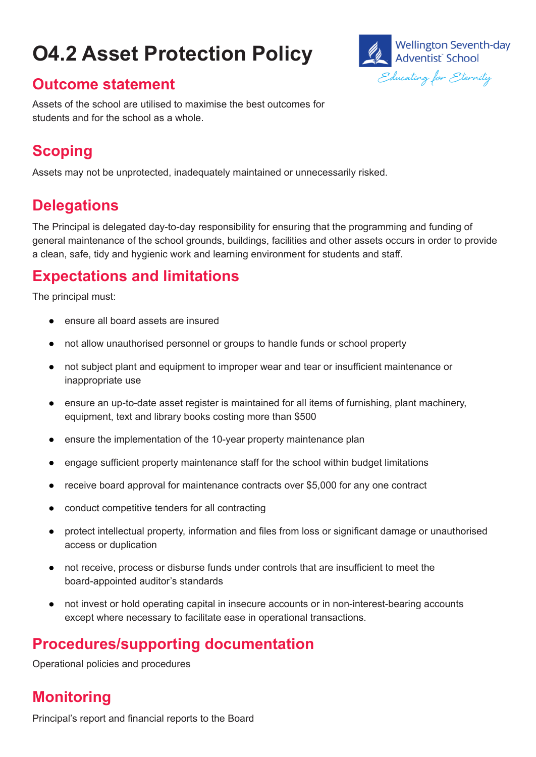# O4.2 Asset Protection Policy

Wellington Seventh-day Adventist School

*Educating for Eternity*

## Outcome statement

Assets of the school are utilised to maximise the best outcomes for students and for the school as a whole.

## Scoping

Assets may not be unprotected, inadequately maintained or unnecessarily risked.

## Delegations

The Principal is delegated day-to-day responsibility for ensuring that the programming and funding of general maintenance of the school grounds, buildings, facilities and other assets occurs in order to provide a clean, safe, tidy and hygienic work and learning environment for students and staff.

## Expectations and limitations

The principal must:

- ensure all board assets are insured
- not allow unauthorised personnel or groups to handle funds or school property
- not subject plant and equipment to improper wear and tear or insufficient maintenance or inappropriate use
- ensure an up-to-date asset register is maintained for all items of furnishing, plant machinery, equipment, text and library books costing more than $500
- ensure the implementation of the 10-year property maintenance plan
- engage sufficient property maintenance staff for the school within budget limitations
- receive board approval for maintenance contracts over $5,000 for any one contract
- conduct competitive tenders for all contracting
- protect intellectual property, information and files from loss or significant damage or unauthorised access or duplication
- not receive, process or disburse funds under controls that are insufficient to meet the board-appointed auditor's standards
- not invest or hold operating capital in insecure accounts or in non-interest-bearing accounts except where necessary to facilitate ease in operational transactions.

## Procedures/supporting documentation

Operational policies and procedures

## Monitoring

Principal's report and financial reports to the Board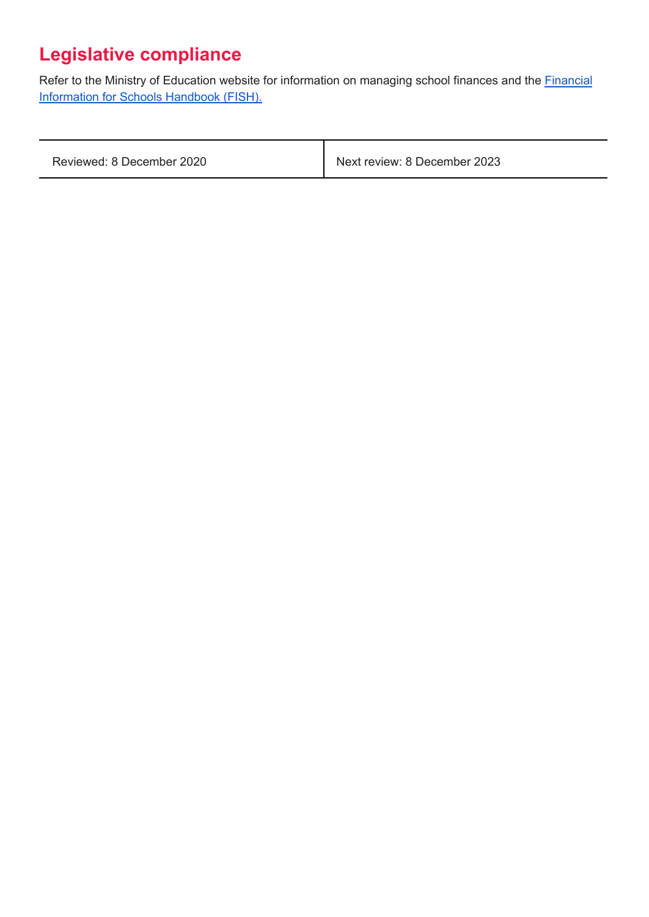## Legislative compliance

Refer to the Ministry of Education website for information on managing school finances and the [Financial Information for Schools Handbook (FISH).]

| | |
|---|---|
| Reviewed: 8 December 2020 | Next review: 8 December 2023 |